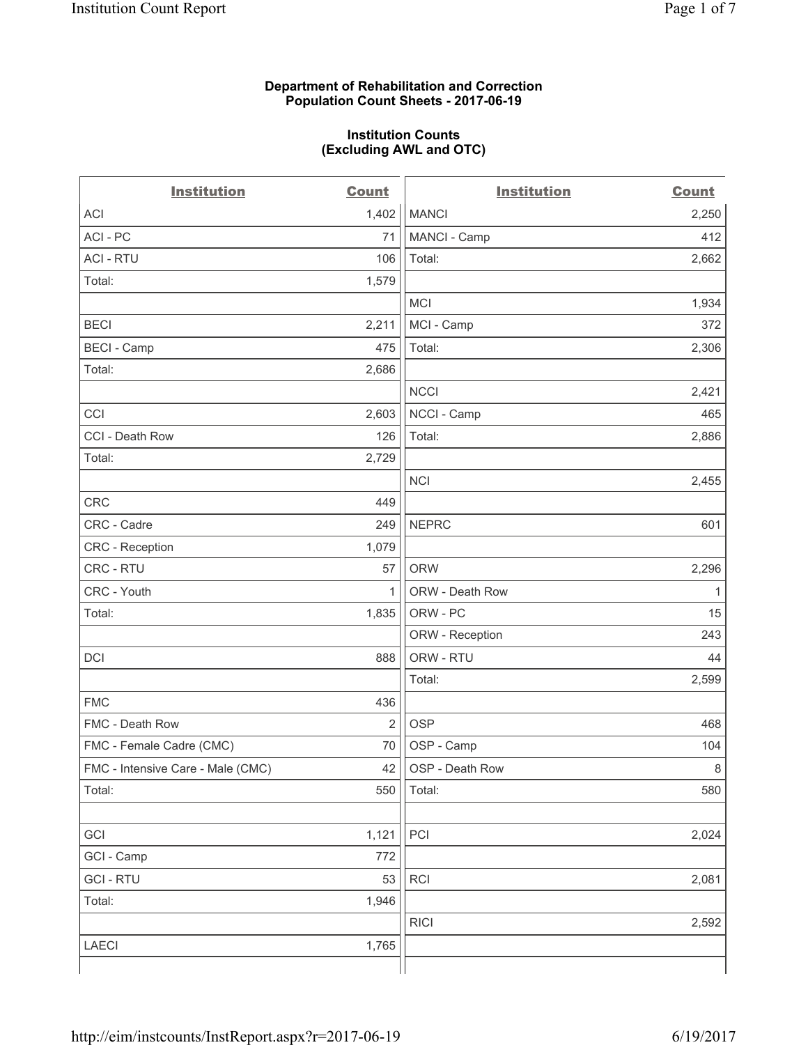**Department of Rehabilitation and Correction**
**Population Count Sheets - 2017-06-19**

**Institution Counts**
**(Excluding AWL and OTC)**

| Institution | Count | Institution | Count |
|---|---|---|---|
| ACI | 1,402 | MANCI | 2,250 |
| ACI - PC | 71 | MANCI - Camp | 412 |
| ACI - RTU | 106 | Total: | 2,662 |
| Total: | 1,579 | | |
| | | MCI | 1,934 |
| BECI | 2,211 | MCI - Camp | 372 |
| BECI - Camp | 475 | Total: | 2,306 |
| Total: | 2,686 | | |
| | | NCCI | 2,421 |
| CCI | 2,603 | NCCI - Camp | 465 |
| CCI - Death Row | 126 | Total: | 2,886 |
| Total: | 2,729 | | |
| | | NCI | 2,455 |
| CRC | 449 | | |
| CRC - Cadre | 249 | NEPRC | 601 |
| CRC - Reception | 1,079 | | |
| CRC - RTU | 57 | ORW | 2,296 |
| CRC - Youth | 1 | ORW - Death Row | 1 |
| Total: | 1,835 | ORW - PC | 15 |
| | | ORW - Reception | 243 |
| DCI | 888 | ORW - RTU | 44 |
| | | Total: | 2,599 |
| FMC | 436 | | |
| FMC - Death Row | 2 | OSP | 468 |
| FMC - Female Cadre (CMC) | 70 | OSP - Camp | 104 |
| FMC - Intensive Care - Male (CMC) | 42 | OSP - Death Row | 8 |
| Total: | 550 | Total: | 580 |
| | | | |
| GCI | 1,121 | PCI | 2,024 |
| GCI - Camp | 772 | | |
| GCI - RTU | 53 | RCI | 2,081 |
| Total: | 1,946 | | |
| | | RICI | 2,592 |
| LAECI | 1,765 | | |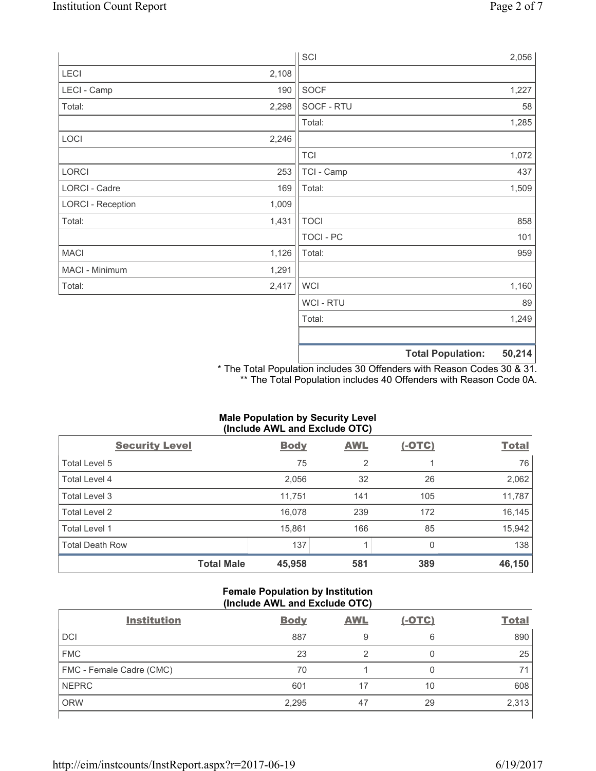| | |
|---|---|
| LECI | 2,108 |
| LECI - Camp | 190 |
| Total: | 2,298 |
| | |
| LOCI | 2,246 |
| | |
| LORCI | 253 |
| LORCI - Cadre | 169 |
| LORCI - Reception | 1,009 |
| Total: | 1,431 |
| | |
| MACI | 1,126 |
| MACI - Minimum | 1,291 |
| Total: | 2,417 |

| | |
|---|---|
| SCI | 2,056 |
| | |
| SOCF | 1,227 |
| SOCF - RTU | 58 |
| Total: | 1,285 |
| | |
| TCI | 1,072 |
| TCI - Camp | 437 |
| Total: | 1,509 |
| | |
| TOCI | 858 |
| TOCI - PC | 101 |
| Total: | 959 |
| | |
| WCI | 1,160 |
| WCI - RTU | 89 |
| Total: | 1,249 |
| | |
| **Total Population:** | **50,214** |

\* The Total Population includes 30 Offenders with Reason Codes 30 & 31.
\*\* The Total Population includes 40 Offenders with Reason Code 0A.

### Male Population by Security Level (Include AWL and Exclude OTC)

| Security Level | Body | AWL | (-OTC) | Total |
|---|---|---|---|---|
| Total Level 5 | 75 | 2 | 1 | 76 |
| Total Level 4 | 2,056 | 32 | 26 | 2,062 |
| Total Level 3 | 11,751 | 141 | 105 | 11,787 |
| Total Level 2 | 16,078 | 239 | 172 | 16,145 |
| Total Level 1 | 15,861 | 166 | 85 | 15,942 |
| Total Death Row | 137 | 1 | 0 | 138 |
| **Total Male** | **45,958** | **581** | **389** | **46,150** |

### Female Population by Institution (Include AWL and Exclude OTC)

| Institution | Body | AWL | (-OTC) | Total |
|---|---|---|---|---|
| DCI | 887 | 9 | 6 | 890 |
| FMC | 23 | 2 | 0 | 25 |
| FMC - Female Cadre (CMC) | 70 | 1 | 0 | 71 |
| NEPRC | 601 | 17 | 10 | 608 |
| ORW | 2,295 | 47 | 29 | 2,313 |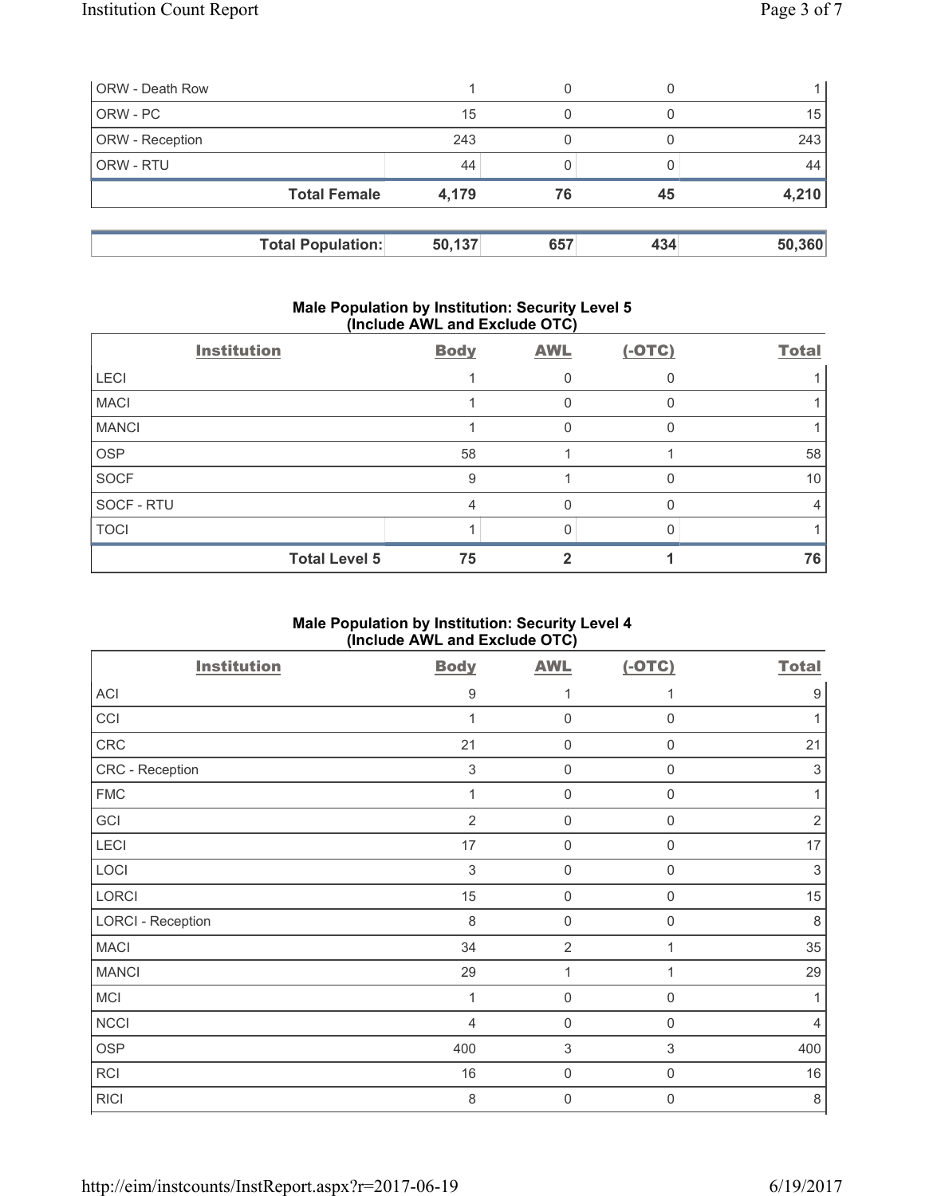| ORW - Death Row | 1 | 0 | 0 | 1 |
|---|---|---|---|---|
| ORW - PC | 15 | 0 | 0 | 15 |
| ORW - Reception | 243 | 0 | 0 | 243 |
| ORW - RTU | 44 | 0 | 0 | 44 |
| **Total Female** | **4,179** | **76** | **45** | **4,210** |

| **Total Population:** | **50,137** | **657** | **434** | **50,360** |
|---|---|---|---|---|

**Male Population by Institution: Security Level 5 (Include AWL and Exclude OTC)**

| Institution | Body | AWL | (-OTC) | Total |
|---|---|---|---|---|
| LECI | 1 | 0 | 0 | 1 |
| MACI | 1 | 0 | 0 | 1 |
| MANCI | 1 | 0 | 0 | 1 |
| OSP | 58 | 1 | 1 | 58 |
| SOCF | 9 | 1 | 0 | 10 |
| SOCF - RTU | 4 | 0 | 0 | 4 |
| TOCI | 1 | 0 | 0 | 1 |
| **Total Level 5** | **75** | **2** | **1** | **76** |

**Male Population by Institution: Security Level 4 (Include AWL and Exclude OTC)**

| Institution | Body | AWL | (-OTC) | Total |
|---|---|---|---|---|
| ACI | 9 | 1 | 1 | 9 |
| CCI | 1 | 0 | 0 | 1 |
| CRC | 21 | 0 | 0 | 21 |
| CRC - Reception | 3 | 0 | 0 | 3 |
| FMC | 1 | 0 | 0 | 1 |
| GCI | 2 | 0 | 0 | 2 |
| LECI | 17 | 0 | 0 | 17 |
| LOCI | 3 | 0 | 0 | 3 |
| LORCI | 15 | 0 | 0 | 15 |
| LORCI - Reception | 8 | 0 | 0 | 8 |
| MACI | 34 | 2 | 1 | 35 |
| MANCI | 29 | 1 | 1 | 29 |
| MCI | 1 | 0 | 0 | 1 |
| NCCI | 4 | 0 | 0 | 4 |
| OSP | 400 | 3 | 3 | 400 |
| RCI | 16 | 0 | 0 | 16 |
| RICI | 8 | 0 | 0 | 8 |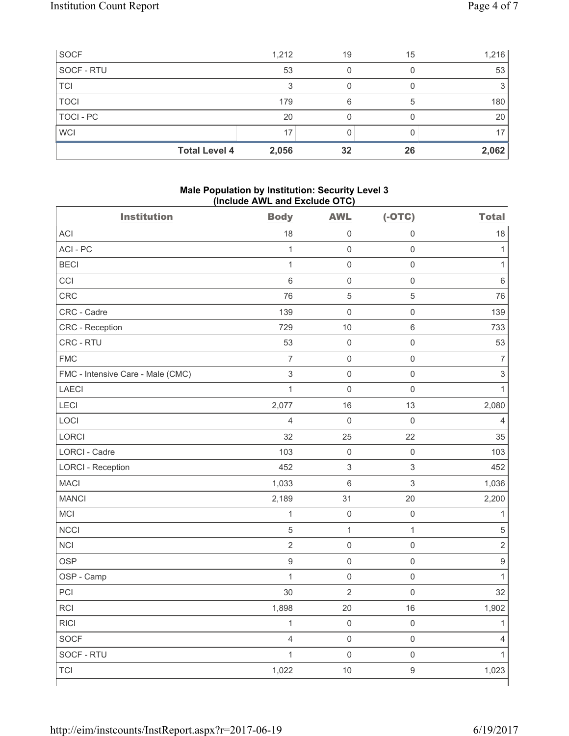| SOCF | 1,212 | 19 | 15 | 1,216 |
|---|---|---|---|---|
| SOCF - RTU | 53 | 0 | 0 | 53 |
| TCI | 3 | 0 | 0 | 3 |
| TOCI | 179 | 6 | 5 | 180 |
| TOCI - PC | 20 | 0 | 0 | 20 |
| WCI | 17 | 0 | 0 | 17 |
| **Total Level 4** | **2,056** | **32** | **26** | **2,062** |

### Male Population by Institution: Security Level 3 (Include AWL and Exclude OTC)

| Institution | Body | AWL | (-OTC) | Total |
|---|---|---|---|---|
| ACI | 18 | 0 | 0 | 18 |
| ACI - PC | 1 | 0 | 0 | 1 |
| BECI | 1 | 0 | 0 | 1 |
| CCI | 6 | 0 | 0 | 6 |
| CRC | 76 | 5 | 5 | 76 |
| CRC - Cadre | 139 | 0 | 0 | 139 |
| CRC - Reception | 729 | 10 | 6 | 733 |
| CRC - RTU | 53 | 0 | 0 | 53 |
| FMC | 7 | 0 | 0 | 7 |
| FMC - Intensive Care - Male (CMC) | 3 | 0 | 0 | 3 |
| LAECI | 1 | 0 | 0 | 1 |
| LECI | 2,077 | 16 | 13 | 2,080 |
| LOCI | 4 | 0 | 0 | 4 |
| LORCI | 32 | 25 | 22 | 35 |
| LORCI - Cadre | 103 | 0 | 0 | 103 |
| LORCI - Reception | 452 | 3 | 3 | 452 |
| MACI | 1,033 | 6 | 3 | 1,036 |
| MANCI | 2,189 | 31 | 20 | 2,200 |
| MCI | 1 | 0 | 0 | 1 |
| NCCI | 5 | 1 | 1 | 5 |
| NCI | 2 | 0 | 0 | 2 |
| OSP | 9 | 0 | 0 | 9 |
| OSP - Camp | 1 | 0 | 0 | 1 |
| PCI | 30 | 2 | 0 | 32 |
| RCI | 1,898 | 20 | 16 | 1,902 |
| RICI | 1 | 0 | 0 | 1 |
| SOCF | 4 | 0 | 0 | 4 |
| SOCF - RTU | 1 | 0 | 0 | 1 |
| TCI | 1,022 | 10 | 9 | 1,023 |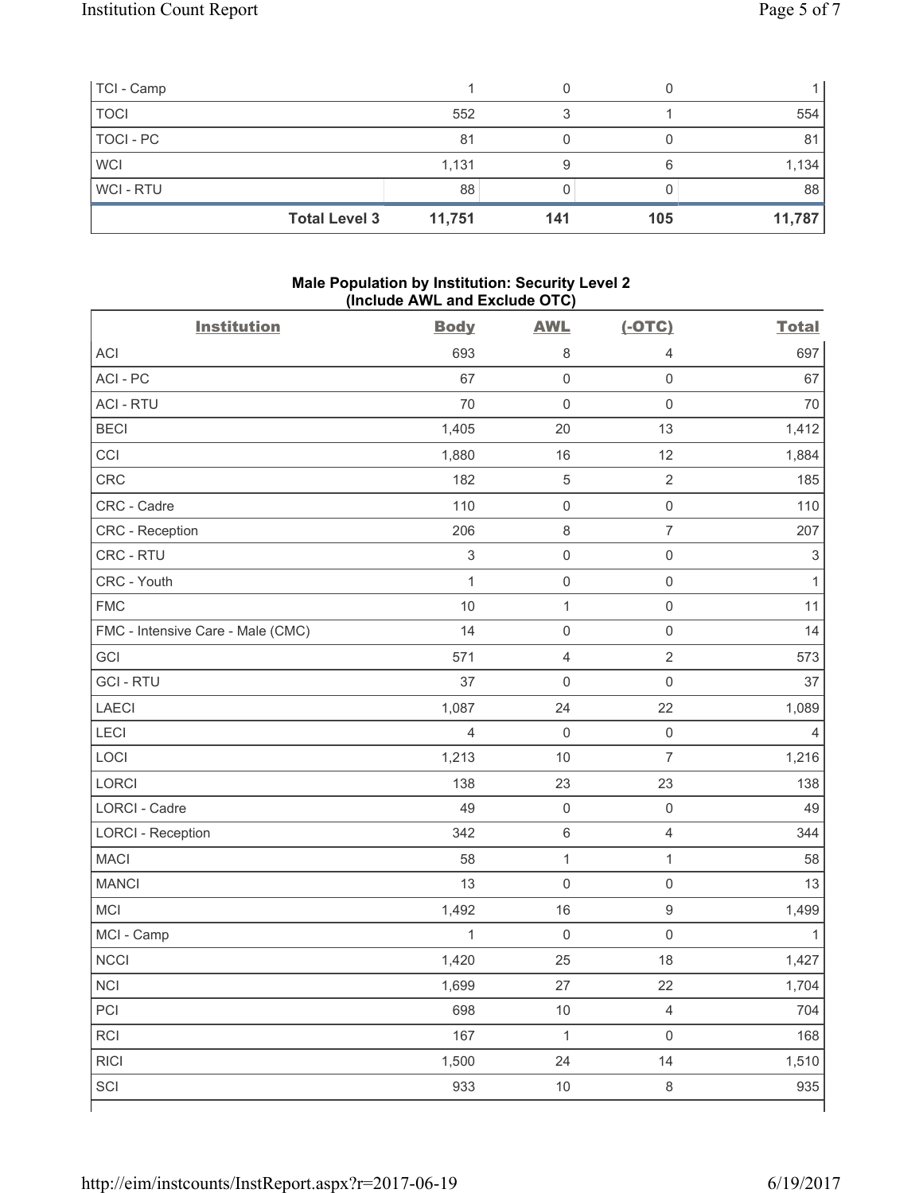| | Body | AWL | (-OTC) | Total |
|---|---|---|---|---|
| TCI - Camp | 1 | 0 | 0 | 1 |
| TOCI | 552 | 3 | 1 | 554 |
| TOCI - PC | 81 | 0 | 0 | 81 |
| WCI | 1,131 | 9 | 6 | 1,134 |
| WCI - RTU | 88 | 0 | 0 | 88 |
| **Total Level 3** | **11,751** | **141** | **105** | **11,787** |

### Male Population by Institution: Security Level 2 (Include AWL and Exclude OTC)

| Institution | Body | AWL | (-OTC) | Total |
|---|---|---|---|---|
| ACI | 693 | 8 | 4 | 697 |
| ACI - PC | 67 | 0 | 0 | 67 |
| ACI - RTU | 70 | 0 | 0 | 70 |
| BECI | 1,405 | 20 | 13 | 1,412 |
| CCI | 1,880 | 16 | 12 | 1,884 |
| CRC | 182 | 5 | 2 | 185 |
| CRC - Cadre | 110 | 0 | 0 | 110 |
| CRC - Reception | 206 | 8 | 7 | 207 |
| CRC - RTU | 3 | 0 | 0 | 3 |
| CRC - Youth | 1 | 0 | 0 | 1 |
| FMC | 10 | 1 | 0 | 11 |
| FMC - Intensive Care - Male (CMC) | 14 | 0 | 0 | 14 |
| GCI | 571 | 4 | 2 | 573 |
| GCI - RTU | 37 | 0 | 0 | 37 |
| LAECI | 1,087 | 24 | 22 | 1,089 |
| LECI | 4 | 0 | 0 | 4 |
| LOCI | 1,213 | 10 | 7 | 1,216 |
| LORCI | 138 | 23 | 23 | 138 |
| LORCI - Cadre | 49 | 0 | 0 | 49 |
| LORCI - Reception | 342 | 6 | 4 | 344 |
| MACI | 58 | 1 | 1 | 58 |
| MANCI | 13 | 0 | 0 | 13 |
| MCI | 1,492 | 16 | 9 | 1,499 |
| MCI - Camp | 1 | 0 | 0 | 1 |
| NCCI | 1,420 | 25 | 18 | 1,427 |
| NCI | 1,699 | 27 | 22 | 1,704 |
| PCI | 698 | 10 | 4 | 704 |
| RCI | 167 | 1 | 0 | 168 |
| RICI | 1,500 | 24 | 14 | 1,510 |
| SCI | 933 | 10 | 8 | 935 |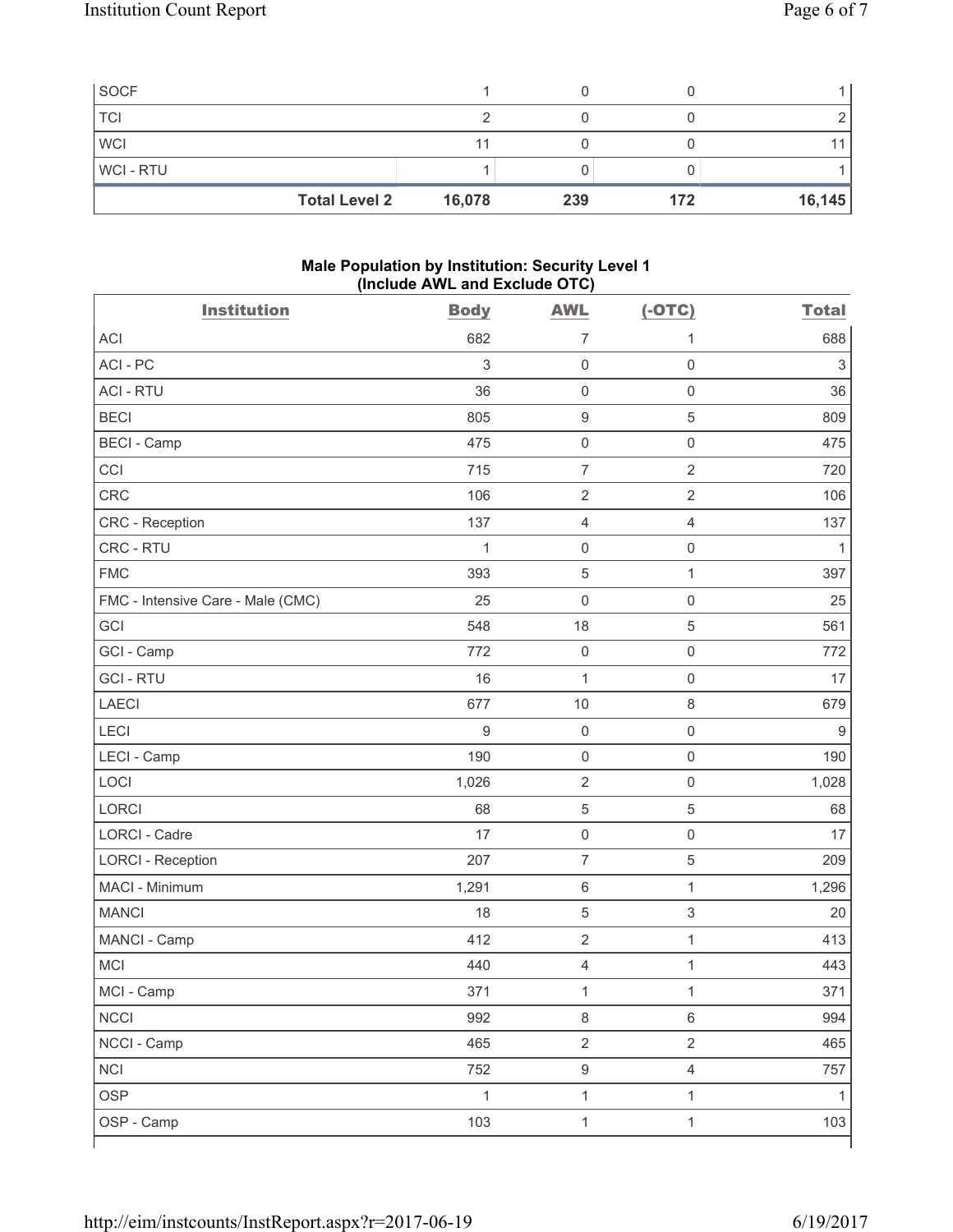| | Body | AWL | (-OTC) | Total |
|---|---|---|---|---|
| SOCF | 1 | 0 | 0 | 1 |
| TCI | 2 | 0 | 0 | 2 |
| WCI | 11 | 0 | 0 | 11 |
| WCI - RTU | 1 | 0 | 0 | 1 |
| **Total Level 2** | **16,078** | **239** | **172** | **16,145** |

### Male Population by Institution: Security Level 1 (Include AWL and Exclude OTC)

| Institution | Body | AWL | (-OTC) | Total |
|---|---|---|---|---|
| ACI | 682 | 7 | 1 | 688 |
| ACI - PC | 3 | 0 | 0 | 3 |
| ACI - RTU | 36 | 0 | 0 | 36 |
| BECI | 805 | 9 | 5 | 809 |
| BECI - Camp | 475 | 0 | 0 | 475 |
| CCI | 715 | 7 | 2 | 720 |
| CRC | 106 | 2 | 2 | 106 |
| CRC - Reception | 137 | 4 | 4 | 137 |
| CRC - RTU | 1 | 0 | 0 | 1 |
| FMC | 393 | 5 | 1 | 397 |
| FMC - Intensive Care - Male (CMC) | 25 | 0 | 0 | 25 |
| GCI | 548 | 18 | 5 | 561 |
| GCI - Camp | 772 | 0 | 0 | 772 |
| GCI - RTU | 16 | 1 | 0 | 17 |
| LAECI | 677 | 10 | 8 | 679 |
| LECI | 9 | 0 | 0 | 9 |
| LECI - Camp | 190 | 0 | 0 | 190 |
| LOCI | 1,026 | 2 | 0 | 1,028 |
| LORCI | 68 | 5 | 5 | 68 |
| LORCI - Cadre | 17 | 0 | 0 | 17 |
| LORCI - Reception | 207 | 7 | 5 | 209 |
| MACI - Minimum | 1,291 | 6 | 1 | 1,296 |
| MANCI | 18 | 5 | 3 | 20 |
| MANCI - Camp | 412 | 2 | 1 | 413 |
| MCI | 440 | 4 | 1 | 443 |
| MCI - Camp | 371 | 1 | 1 | 371 |
| NCCI | 992 | 8 | 6 | 994 |
| NCCI - Camp | 465 | 2 | 2 | 465 |
| NCI | 752 | 9 | 4 | 757 |
| OSP | 1 | 1 | 1 | 1 |
| OSP - Camp | 103 | 1 | 1 | 103 |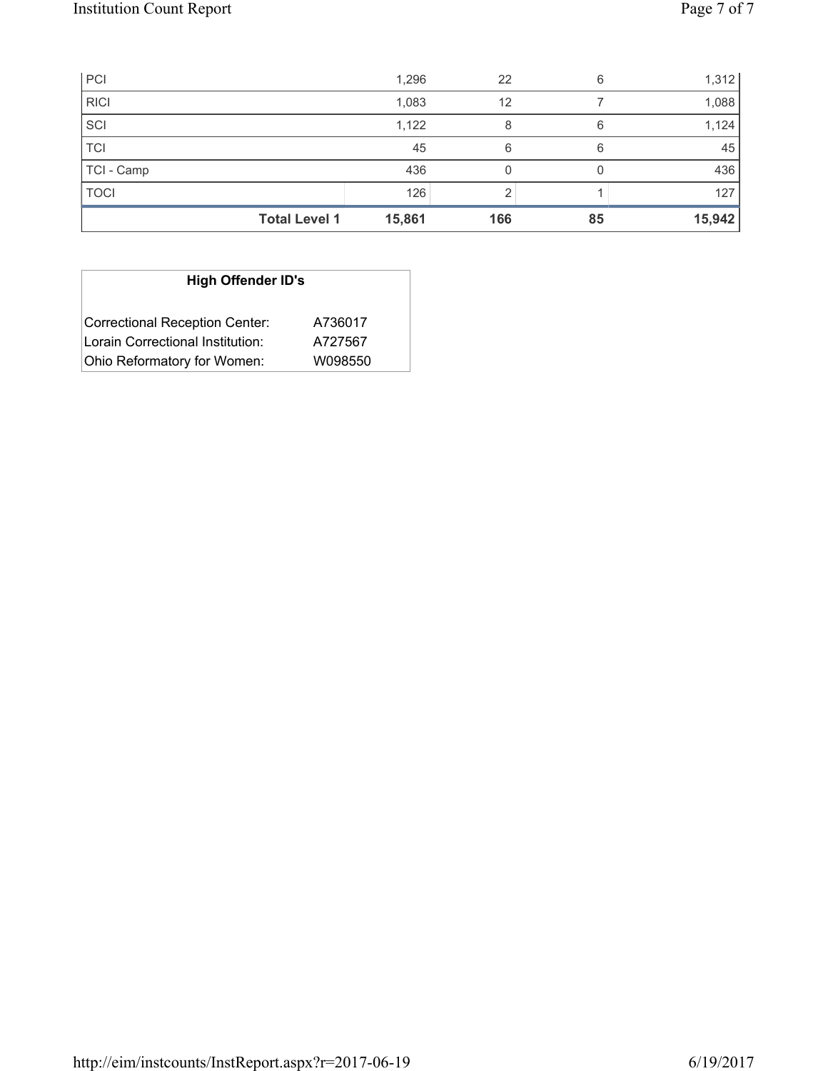| | | | | |
|---|---|---|---|---|
| PCI | 1,296 | 22 | 6 | 1,312 |
| RICI | 1,083 | 12 | 7 | 1,088 |
| SCI | 1,122 | 8 | 6 | 1,124 |
| TCI | 45 | 6 | 6 | 45 |
| TCI - Camp | 436 | 0 | 0 | 436 |
| TOCI | 126 | 2 | 1 | 127 |
| **Total Level 1** | **15,861** | **166** | **85** | **15,942** |

| High Offender ID's | |
|---|---|
| Correctional Reception Center: | A736017 |
| Lorain Correctional Institution: | A727567 |
| Ohio Reformatory for Women: | W098550 |